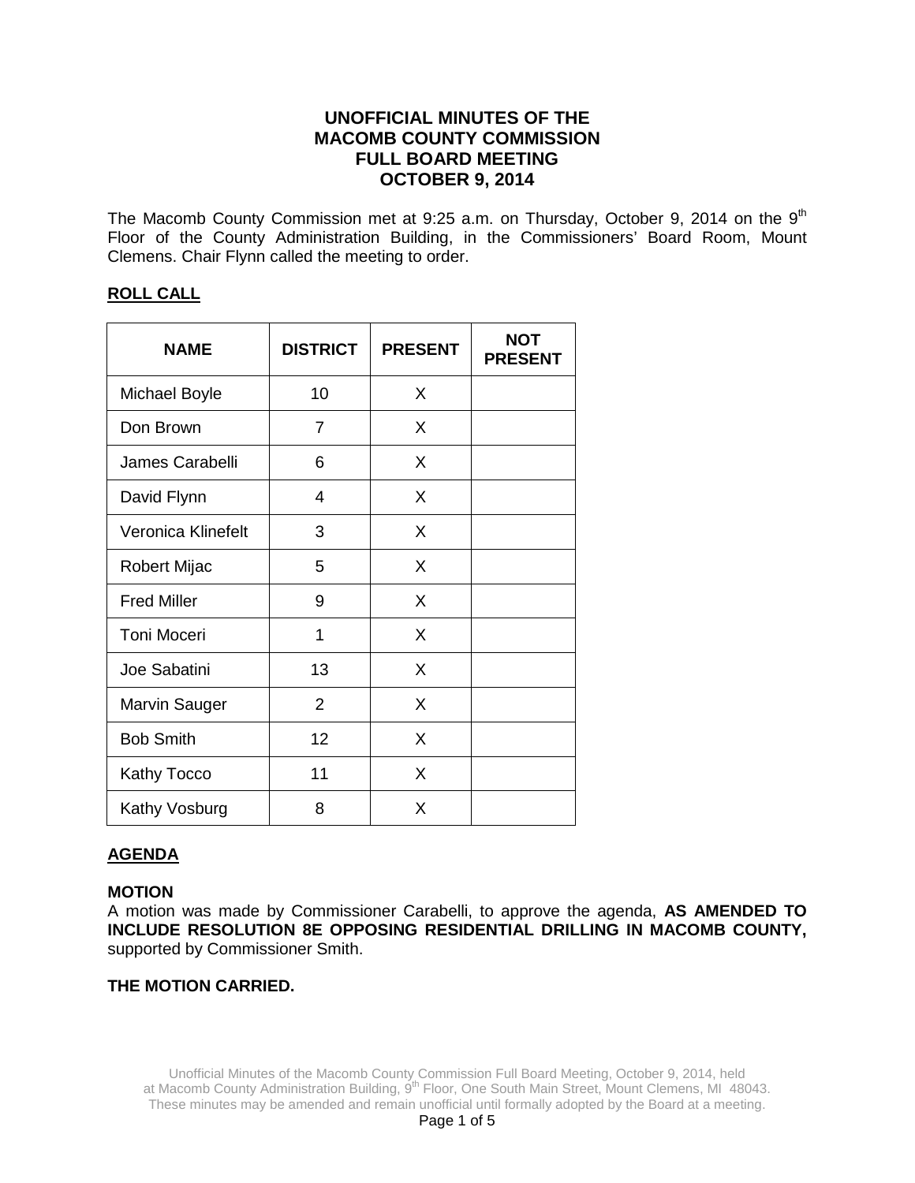# UNOFFICIAL MINUTES OF THE MACOMB COUNTY COMMISSION FULL BOARD MEETING OCTOBER 9, 2014

The Macomb County Commission met at 9:25 a.m. on Thursday, October 9, 2014 on the 9th Floor of the County Administration Building, in the Commissioners' Board Room, Mount Clemens. Chair Flynn called the meeting to order.

## ROLL CALL

| NAME | DISTRICT | PRESENT | NOT PRESENT |
|---|---|---|---|
| Michael Boyle | 10 | X | |
| Don Brown | 7 | X | |
| James Carabelli | 6 | X | |
| David Flynn | 4 | X | |
| Veronica Klinefelt | 3 | X | |
| Robert Mijac | 5 | X | |
| Fred Miller | 9 | X | |
| Toni Moceri | 1 | X | |
| Joe Sabatini | 13 | X | |
| Marvin Sauger | 2 | X | |
| Bob Smith | 12 | X | |
| Kathy Tocco | 11 | X | |
| Kathy Vosburg | 8 | X | |

## AGENDA

**MOTION**

A motion was made by Commissioner Carabelli, to approve the agenda, **AS AMENDED TO INCLUDE RESOLUTION 8E OPPOSING RESIDENTIAL DRILLING IN MACOMB COUNTY,** supported by Commissioner Smith.

**THE MOTION CARRIED.**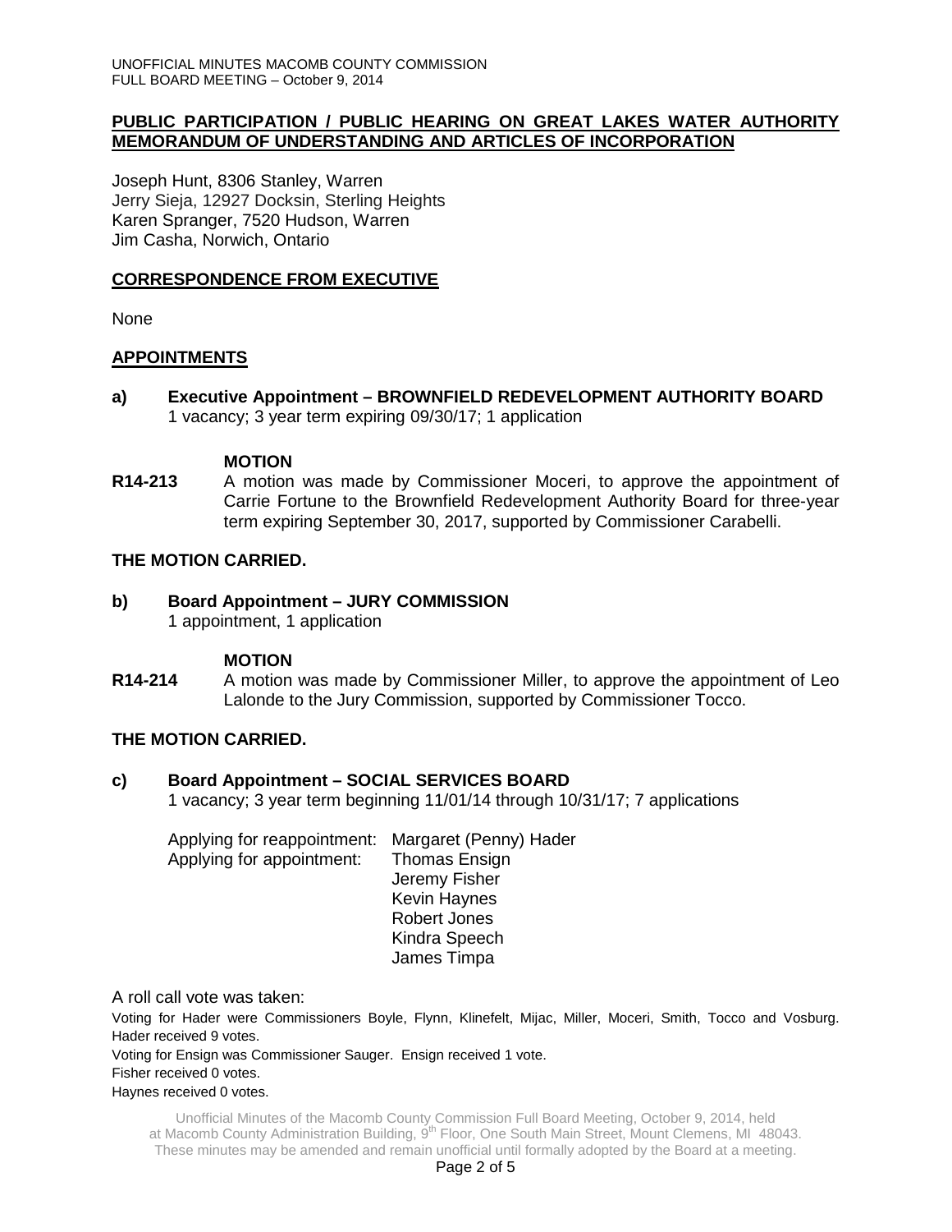## PUBLIC PARTICIPATION / PUBLIC HEARING ON GREAT LAKES WATER AUTHORITY MEMORANDUM OF UNDERSTANDING AND ARTICLES OF INCORPORATION

Joseph Hunt, 8306 Stanley, Warren
Jerry Sieja, 12927 Docksin, Sterling Heights
Karen Spranger, 7520 Hudson, Warren
Jim Casha, Norwich, Ontario

## CORRESPONDENCE FROM EXECUTIVE

None

## APPOINTMENTS

**a) Executive Appointment – BROWNFIELD REDEVELOPMENT AUTHORITY BOARD**
1 vacancy; 3 year term expiring 09/30/17; 1 application

**MOTION**

**R14-213** A motion was made by Commissioner Moceri, to approve the appointment of Carrie Fortune to the Brownfield Redevelopment Authority Board for three-year term expiring September 30, 2017, supported by Commissioner Carabelli.

**THE MOTION CARRIED.**

**b) Board Appointment – JURY COMMISSION**
1 appointment, 1 application

**MOTION**

**R14-214** A motion was made by Commissioner Miller, to approve the appointment of Leo Lalonde to the Jury Commission, supported by Commissioner Tocco.

**THE MOTION CARRIED.**

**c) Board Appointment – SOCIAL SERVICES BOARD**
1 vacancy; 3 year term beginning 11/01/14 through 10/31/17; 7 applications

Applying for reappointment: Margaret (Penny) Hader
Applying for appointment: Thomas Ensign
Jeremy Fisher
Kevin Haynes
Robert Jones
Kindra Speech
James Timpa

A roll call vote was taken:

Voting for Hader were Commissioners Boyle, Flynn, Klinefelt, Mijac, Miller, Moceri, Smith, Tocco and Vosburg. Hader received 9 votes.

Voting for Ensign was Commissioner Sauger. Ensign received 1 vote.

Fisher received 0 votes.

Haynes received 0 votes.

Unofficial Minutes of the Macomb County Commission Full Board Meeting, October 9, 2014, held at Macomb County Administration Building, 9th Floor, One South Main Street, Mount Clemens, MI 48043. These minutes may be amended and remain unofficial until formally adopted by the Board at a meeting.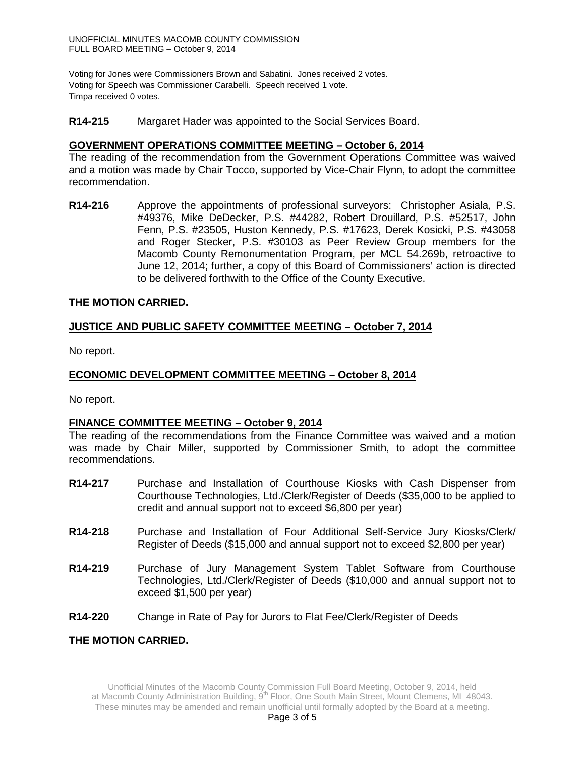Voting for Jones were Commissioners Brown and Sabatini. Jones received 2 votes.
Voting for Speech was Commissioner Carabelli. Speech received 1 vote.
Timpa received 0 votes.

**R14-215** Margaret Hader was appointed to the Social Services Board.

## GOVERNMENT OPERATIONS COMMITTEE MEETING – October 6, 2014

The reading of the recommendation from the Government Operations Committee was waived and a motion was made by Chair Tocco, supported by Vice-Chair Flynn, to adopt the committee recommendation.

**R14-216** Approve the appointments of professional surveyors: Christopher Asiala, P.S. #49376, Mike DeDecker, P.S. #44282, Robert Drouillard, P.S. #52517, John Fenn, P.S. #23505, Huston Kennedy, P.S. #17623, Derek Kosicki, P.S. #43058 and Roger Stecker, P.S. #30103 as Peer Review Group members for the Macomb County Remonumentation Program, per MCL 54.269b, retroactive to June 12, 2014; further, a copy of this Board of Commissioners' action is directed to be delivered forthwith to the Office of the County Executive.

**THE MOTION CARRIED.**

## JUSTICE AND PUBLIC SAFETY COMMITTEE MEETING – October 7, 2014

No report.

## ECONOMIC DEVELOPMENT COMMITTEE MEETING – October 8, 2014

No report.

## FINANCE COMMITTEE MEETING – October 9, 2014

The reading of the recommendations from the Finance Committee was waived and a motion was made by Chair Miller, supported by Commissioner Smith, to adopt the committee recommendations.

**R14-217** Purchase and Installation of Courthouse Kiosks with Cash Dispenser from Courthouse Technologies, Ltd./Clerk/Register of Deeds ($35,000 to be applied to credit and annual support not to exceed $6,800 per year)

**R14-218** Purchase and Installation of Four Additional Self-Service Jury Kiosks/Clerk/ Register of Deeds ($15,000 and annual support not to exceed $2,800 per year)

**R14-219** Purchase of Jury Management System Tablet Software from Courthouse Technologies, Ltd./Clerk/Register of Deeds ($10,000 and annual support not to exceed $1,500 per year)

**R14-220** Change in Rate of Pay for Jurors to Flat Fee/Clerk/Register of Deeds

**THE MOTION CARRIED.**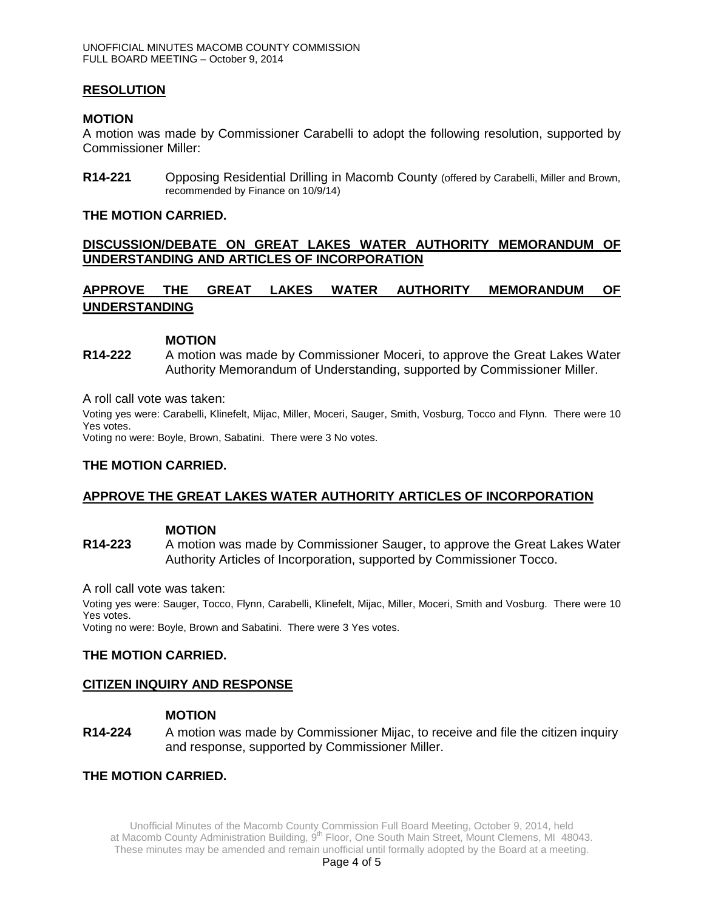## RESOLUTION

### MOTION

A motion was made by Commissioner Carabelli to adopt the following resolution, supported by Commissioner Miller:

**R14-221** Opposing Residential Drilling in Macomb County (offered by Carabelli, Miller and Brown, recommended by Finance on 10/9/14)

**THE MOTION CARRIED.**

## DISCUSSION/DEBATE ON GREAT LAKES WATER AUTHORITY MEMORANDUM OF UNDERSTANDING AND ARTICLES OF INCORPORATION

## APPROVE THE GREAT LAKES WATER AUTHORITY MEMORANDUM OF UNDERSTANDING

### MOTION

**R14-222** A motion was made by Commissioner Moceri, to approve the Great Lakes Water Authority Memorandum of Understanding, supported by Commissioner Miller.

A roll call vote was taken:

Voting yes were: Carabelli, Klinefelt, Mijac, Miller, Moceri, Sauger, Smith, Vosburg, Tocco and Flynn. There were 10 Yes votes.
Voting no were: Boyle, Brown, Sabatini. There were 3 No votes.

**THE MOTION CARRIED.**

## APPROVE THE GREAT LAKES WATER AUTHORITY ARTICLES OF INCORPORATION

### MOTION

**R14-223** A motion was made by Commissioner Sauger, to approve the Great Lakes Water Authority Articles of Incorporation, supported by Commissioner Tocco.

A roll call vote was taken:

Voting yes were: Sauger, Tocco, Flynn, Carabelli, Klinefelt, Mijac, Miller, Moceri, Smith and Vosburg. There were 10 Yes votes.
Voting no were: Boyle, Brown and Sabatini. There were 3 Yes votes.

**THE MOTION CARRIED.**

## CITIZEN INQUIRY AND RESPONSE

### MOTION

**R14-224** A motion was made by Commissioner Mijac, to receive and file the citizen inquiry and response, supported by Commissioner Miller.

**THE MOTION CARRIED.**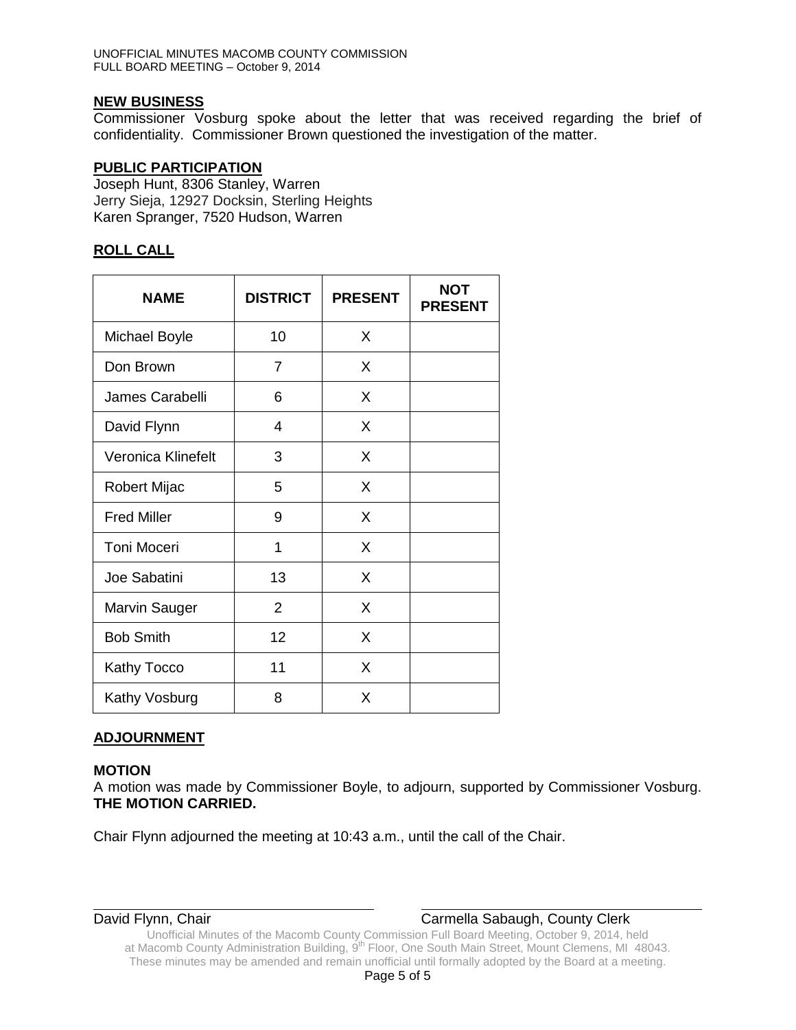**NEW BUSINESS**
Commissioner Vosburg spoke about the letter that was received regarding the brief of confidentiality. Commissioner Brown questioned the investigation of the matter.

**PUBLIC PARTICIPATION**
Joseph Hunt, 8306 Stanley, Warren
Jerry Sieja, 12927 Docksin, Sterling Heights
Karen Spranger, 7520 Hudson, Warren

**ROLL CALL**

| NAME | DISTRICT | PRESENT | NOT PRESENT |
|---|---|---|---|
| Michael Boyle | 10 | X | |
| Don Brown | 7 | X | |
| James Carabelli | 6 | X | |
| David Flynn | 4 | X | |
| Veronica Klinefelt | 3 | X | |
| Robert Mijac | 5 | X | |
| Fred Miller | 9 | X | |
| Toni Moceri | 1 | X | |
| Joe Sabatini | 13 | X | |
| Marvin Sauger | 2 | X | |
| Bob Smith | 12 | X | |
| Kathy Tocco | 11 | X | |
| Kathy Vosburg | 8 | X | |

**ADJOURNMENT**

**MOTION**
A motion was made by Commissioner Boyle, to adjourn, supported by Commissioner Vosburg.
**THE MOTION CARRIED.**

Chair Flynn adjourned the meeting at 10:43 a.m., until the call of the Chair.

David Flynn, Chair

Carmella Sabaugh, County Clerk

Unofficial Minutes of the Macomb County Commission Full Board Meeting, October 9, 2014, held at Macomb County Administration Building, 9th Floor, One South Main Street, Mount Clemens, MI 48043. These minutes may be amended and remain unofficial until formally adopted by the Board at a meeting.